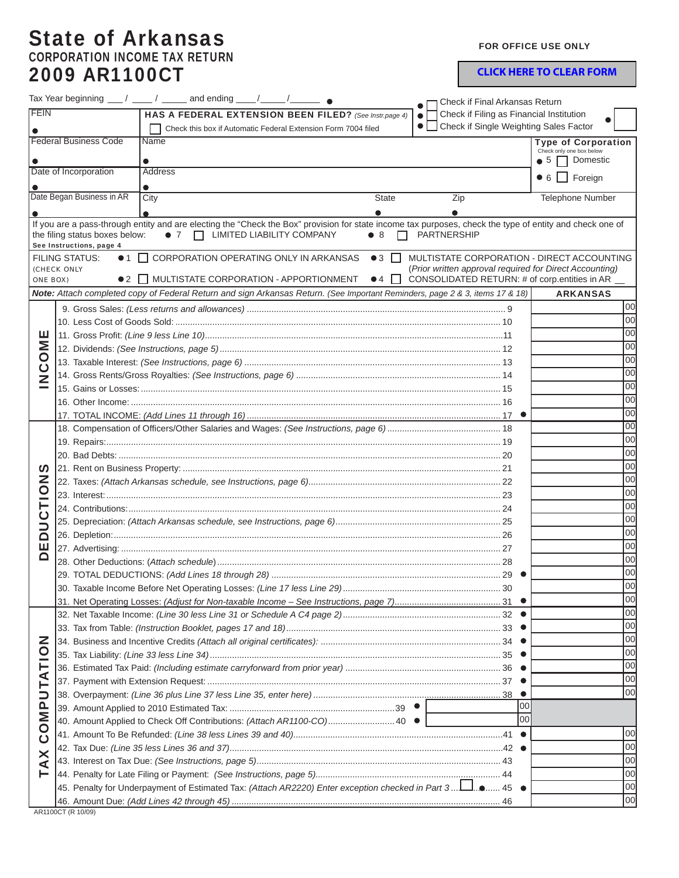# State of Arkansas

## CORPORATION INCOME TAX RETURN

## 2009 AR1100CT

FOR OFFICE USE ONLY

CLICK HERE TO CLEAR FORM

Tax Year beginning ___ / ____ / _____ and ending ____/_____/______ ●

● ☐ Check if Final Arkansas Return
● ☐ Check if Filing as Financial Institution
● ☐ Check if Single Weighting Sales Factor ●

| FEIN ● | **HAS A FEDERAL EXTENSION BEEN FILED?** *(See Instr.page 4)* ☐ Check this box if Automatic Federal Extension Form 7004 filed | |
|---|---|---|
| Federal Business Code ● | Name ● | **Type of Corporation** (Check only one box below) ● 5 ☐ Domestic ● 6 ☐ Foreign |
| Date of Incorporation ● | Address ● | |
| Date Began Business in AR ● | City ● / State ● / Zip ● | Telephone Number |

If you are a pass-through entity and are electing the "Check the Box" provision for state income tax purposes, check the type of entity and check one of the filing status boxes below: ● 7 ☐ LIMITED LIABILITY COMPANY ● 8 ☐ PARTNERSHIP
See Instructions, page 4

FILING STATUS: (CHECK ONLY ONE BOX)
● 1 ☐ CORPORATION OPERATING ONLY IN ARKANSAS
● 2 ☐ MULTISTATE CORPORATION - APPORTIONMENT
● 3 ☐ MULTISTATE CORPORATION - DIRECT ACCOUNTING *(Prior written approval required for Direct Accounting)*
● 4 ☐ CONSOLIDATED RETURN: # of corp.entities in AR __

***Note:** Attach completed copy of Federal Return and sign Arkansas Return. (See Important Reminders, page 2 & 3, items 17 & 18)*

| Section | Line | ARKANSAS |
|---|---|---|
| INCOME | 9. Gross Sales: *(Less returns and allowances)* ..... 9 | 00 |
| | 10. Less Cost of Goods Sold: ..... 10 | 00 |
| | 11. Gross Profit: *(Line 9 less Line 10)* ..... 11 | 00 |
| | 12. Dividends: *(See Instructions, page 5)* ..... 12 | 00 |
| | 13. Taxable Interest: *(See Instructions, page 6)* ..... 13 | 00 |
| | 14. Gross Rents/Gross Royalties: *(See Instructions, page 6)* ..... 14 | 00 |
| | 15. Gains or Losses: ..... 15 | 00 |
| | 16. Other Income: ..... 16 | 00 |
| | 17. TOTAL INCOME: *(Add Lines 11 through 16)* ..... 17 ● | 00 |
| DEDUCTIONS | 18. Compensation of Officers/Other Salaries and Wages: *(See Instructions, page 6)* ..... 18 | 00 |
| | 19. Repairs: ..... 19 | 00 |
| | 20. Bad Debts: ..... 20 | 00 |
| | 21. Rent on Business Property: ..... 21 | 00 |
| | 22. Taxes: *(Attach Arkansas schedule, see Instructions, page 6)* ..... 22 | 00 |
| | 23. Interest: ..... 23 | 00 |
| | 24. Contributions: ..... 24 | 00 |
| | 25. Depreciation: *(Attach Arkansas schedule, see Instructions, page 6)* ..... 25 | 00 |
| | 26. Depletion: ..... 26 | 00 |
| | 27. Advertising: ..... 27 | 00 |
| | 28. Other Deductions: *(Attach schedule)* ..... 28 | 00 |
| | 29. TOTAL DEDUCTIONS: *(Add Lines 18 through 28)* ..... 29 ● | 00 |
| | 30. Taxable Income Before Net Operating Losses: *(Line 17 less Line 29)* ..... 30 | 00 |
| | 31. Net Operating Losses: *(Adjust for Non-taxable Income – See Instructions, page 7)* ..... 31 ● | 00 |
| TAX COMPUTATION | 32. Net Taxable Income: *(Line 30 less Line 31 or Schedule A C4 page 2)* ..... 32 ● | 00 |
| | 33. Tax from Table: *(Instruction Booklet, pages 17 and 18)* ..... 33 ● | 00 |
| | 34. Business and Incentive Credits *(Attach all original certificates)*: ..... 34 ● | 00 |
| | 35. Tax Liability: *(Line 33 less Line 34)* ..... 35 ● | 00 |
| | 36. Estimated Tax Paid: *(Including estimate carryforward from prior year)* ..... 36 ● | 00 |
| | 37. Payment with Extension Request: ..... 37 ● | 00 |
| | 38. Overpayment: *(Line 36 plus Line 37 less Line 35, enter here)* ..... 38 ● | 00 |
| | 39. Amount Applied to 2010 Estimated Tax: ..... 39 ● ____ 00 | |
| | 40. Amount Applied to Check Off Contributions: *(Attach AR1100-CO)* ..... 40 ● ____ 00 | |
| | 41. Amount To Be Refunded: *(Line 38 less Lines 39 and 40)* ..... 41 ● | 00 |
| | 42. Tax Due: *(Line 35 less Lines 36 and 37)* ..... 42 ● | 00 |
| | 43. Interest on Tax Due: *(See Instructions, page 5)* ..... 43 | 00 |
| | 44. Penalty for Late Filing or Payment: *(See Instructions, page 5)* ..... 44 | 00 |
| | 45. Penalty for Underpayment of Estimated Tax: *(Attach AR2220)* Enter exception checked in Part 3 ☐ ● ..... 45 ● | 00 |
| | 46. Amount Due: *(Add Lines 42 through 45)* ..... 46 | 00 |

AR1100CT (R 10/09)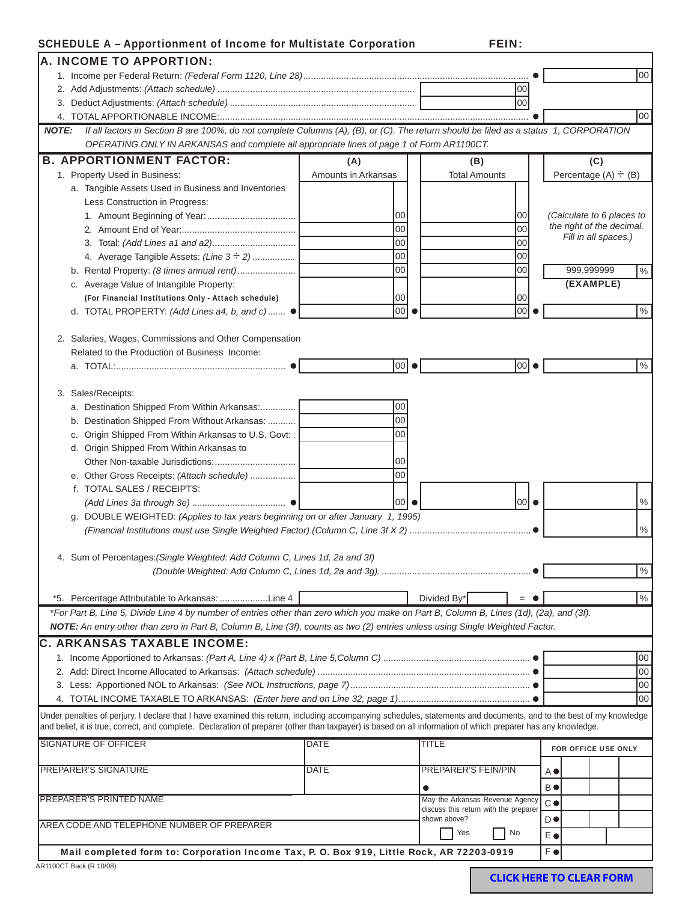## SCHEDULE A – Apportionment of Income for Multistate Corporation

**FEIN:**

### A. INCOME TO APPORTION:

| | | |
|---|---|---|
| 1. Income per Federal Return: *(Federal Form 1120, Line 28)* | | 00 |
| 2. Add Adjustments: *(Attach schedule)* | 00 | |
| 3. Deduct Adjustments: *(Attach schedule)* | 00 | |
| 4. TOTAL APPORTIONABLE INCOME: | | 00 |

**NOTE:** *If all factors in Section B are 100%, do not complete Columns (A), (B), or (C). The return should be filed as a status 1, CORPORATION OPERATING ONLY IN ARKANSAS and complete all appropriate lines of page 1 of Form AR1100CT.*

### B. APPORTIONMENT FACTOR:

| | (A) Amounts in Arkansas | (B) Total Amounts | (C) Percentage (A) ÷ (B) |
|---|---|---|---|
| 1. Property Used in Business: | | | |
| a. Tangible Assets Used in Business and Inventories Less Construction in Progress: | | | |
| 1. Amount Beginning of Year: | 00 | 00 | *(Calculate to 6 places to the right of the decimal. Fill in all spaces.)* |
| 2. Amount End of Year: | 00 | 00 | |
| 3. Total: *(Add Lines a1 and a2)* | 00 | 00 | |
| 4. Average Tangible Assets: *(Line 3 ÷ 2)* | 00 | 00 | |
| b. Rental Property: *(8 times annual rent)* | 00 | 00 | 999.999999 % **(EXAMPLE)** |
| c. Average Value of Intangible Property: **(For Financial Institutions Only - Attach schedule)** | 00 | 00 | |
| d. TOTAL PROPERTY: *(Add Lines a4, b, and c)* | 00 | 00 | % |
| 2. Salaries, Wages, Commissions and Other Compensation Related to the Production of Business Income: | | | |
| a. TOTAL: | 00 | 00 | % |
| 3. Sales/Receipts: | | | |
| a. Destination Shipped From Within Arkansas: | 00 | | |
| b. Destination Shipped From Without Arkansas: | 00 | | |
| c. Origin Shipped From Within Arkansas to U.S. Govt: | 00 | | |
| d. Origin Shipped From Within Arkansas to Other Non-taxable Jurisdictions: | 00 | | |
| e. Other Gross Receipts: *(Attach schedule)* | 00 | | |
| f. TOTAL SALES / RECEIPTS: *(Add Lines 3a through 3e)* | 00 | 00 | % |
| g. DOUBLE WEIGHTED: *(Applies to tax years beginning on or after January 1, 1995)* *(Financial Institutions must use Single Weighted Factor) (Column C, Line 3f X 2)* | | | % |
| 4. Sum of Percentages: *(Single Weighted: Add Column C, Lines 1d, 2a and 3f)* *(Double Weighted: Add Column C, Lines 1d, 2a and 3g).* | | | % |
| *5. Percentage Attributable to Arkansas: ..................Line 4 | | Divided By* = | % |

*\*For Part B, Line 5, Divide Line 4 by number of entries other than zero which you make on Part B, Column B, Lines (1d), (2a), and (3f).*

***NOTE:** An entry other than zero in Part B, Column B, Line (3f), counts as two (2) entries unless using Single Weighted Factor.*

### C. ARKANSAS TAXABLE INCOME:

| | |
|---|---|
| 1. Income Apportioned to Arkansas: *(Part A, Line 4) x (Part B, Line 5,Column C)* | 00 |
| 2. Add: Direct Income Allocated to Arkansas: *(Attach schedule)* | 00 |
| 3. Less: Apportioned NOL to Arkansas: *(See NOL Instructions, page 7)* | 00 |
| 4. TOTAL INCOME TAXABLE TO ARKANSAS: *(Enter here and on Line 32, page 1)* | 00 |

Under penalties of perjury, I declare that I have examined this return, including accompanying schedules, statements and documents, and to the best of my knowledge and belief, it is true, correct, and complete. Declaration of preparer (other than taxpayer) is based on all information of which preparer has any knowledge.

| | | | |
|---|---|---|---|
| SIGNATURE OF OFFICER | DATE | TITLE | FOR OFFICE USE ONLY |
| PREPARER'S SIGNATURE | DATE | PREPARER'S FEIN/PIN | A / B |
| PREPARER'S PRINTED NAME | | May the Arkansas Revenue Agency discuss this return with the preparer shown above? | C / D |
| AREA CODE AND TELEPHONE NUMBER OF PREPARER | | ☐ Yes ☐ No | E |

**Mail completed form to: Corporation Income Tax, P. O. Box 919, Little Rock, AR 72203-0919** F

AR1100CT Back (R 10/08)

CLICK HERE TO CLEAR FORM